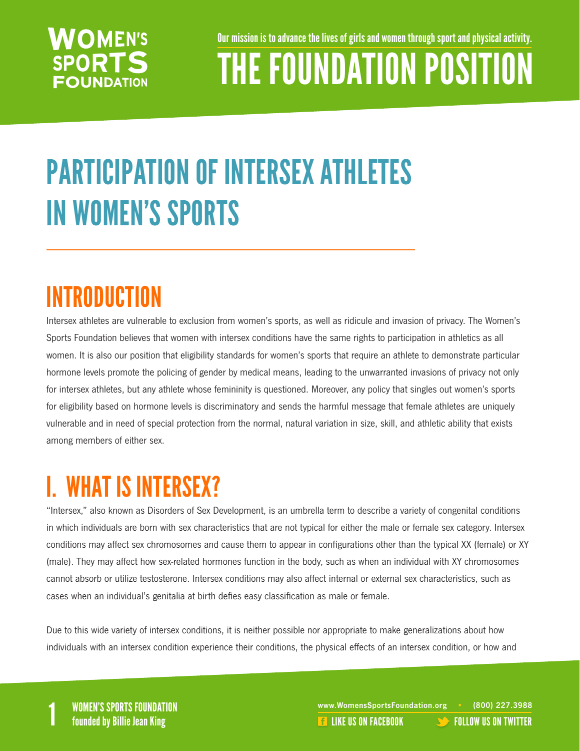Our mission is to advance the lives of girls and women through sport and physical activity.

# THE FOUNDATION POSITION

# PARTICIPATION OF INTERSEX ATHLETES IN WOMEN'S SPORTS

## INTRODUCTION

Intersex athletes are vulnerable to exclusion from women's sports, as well as ridicule and invasion of privacy. The Women's Sports Foundation believes that women with intersex conditions have the same rights to participation in athletics as all women. It is also our position that eligibility standards for women's sports that require an athlete to demonstrate particular hormone levels promote the policing of gender by medical means, leading to the unwarranted invasions of privacy not only for intersex athletes, but any athlete whose femininity is questioned. Moreover, any policy that singles out women's sports for eligibility based on hormone levels is discriminatory and sends the harmful message that female athletes are uniquely vulnerable and in need of special protection from the normal, natural variation in size, skill, and athletic ability that exists among members of either sex.

## I. WHAT IS INTERSEX?

"Intersex," also known as Disorders of Sex Development, is an umbrella term to describe a variety of congenital conditions in which individuals are born with sex characteristics that are not typical for either the male or female sex category. Intersex conditions may affect sex chromosomes and cause them to appear in configurations other than the typical XX (female) or XY (male). They may affect how sex-related hormones function in the body, such as when an individual with XY chromosomes cannot absorb or utilize testosterone. Intersex conditions may also affect internal or external sex characteristics, such as cases when an individual's genitalia at birth defies easy classification as male or female.

Due to this wide variety of intersex conditions, it is neither possible nor appropriate to make generalizations about how individuals with an intersex condition experience their conditions, the physical effects of an intersex condition, or how and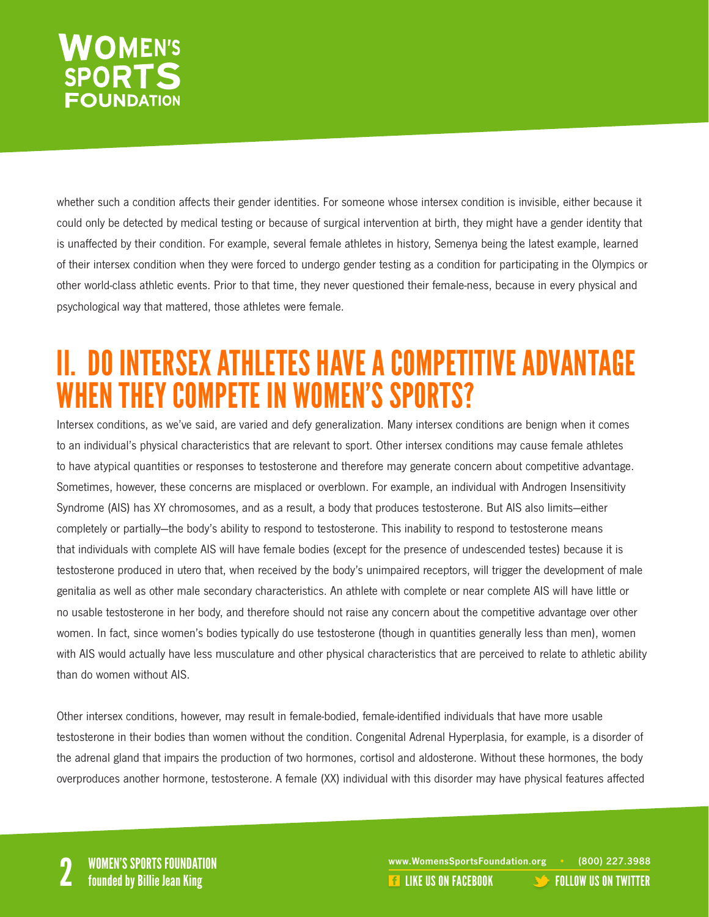whether such a condition affects their gender identities. For someone whose intersex condition is invisible, either because it could only be detected by medical testing or because of surgical intervention at birth, they might have a gender identity that is unaffected by their condition. For example, several female athletes in history, Semenya being the latest example, learned of their intersex condition when they were forced to undergo gender testing as a condition for participating in the Olympics or other world-class athletic events. Prior to that time, they never questioned their female-ness, because in every physical and psychological way that mattered, those athletes were female.

## II. DO INTERSEX ATHLETES HAVE A COMPETITIVE ADVANTAGE WHEN THEY COMPETE IN WOMEN'S SPORTS?

Intersex conditions, as we've said, are varied and defy generalization. Many intersex conditions are benign when it comes to an individual's physical characteristics that are relevant to sport. Other intersex conditions may cause female athletes to have atypical quantities or responses to testosterone and therefore may generate concern about competitive advantage. Sometimes, however, these concerns are misplaced or overblown. For example, an individual with Androgen Insensitivity Syndrome (AIS) has XY chromosomes, and as a result, a body that produces testosterone. But AIS also limits—either completely or partially—the body's ability to respond to testosterone. This inability to respond to testosterone means that individuals with complete AIS will have female bodies (except for the presence of undescended testes) because it is testosterone produced in utero that, when received by the body's unimpaired receptors, will trigger the development of male genitalia as well as other male secondary characteristics. An athlete with complete or near complete AIS will have little or no usable testosterone in her body, and therefore should not raise any concern about the competitive advantage over other women. In fact, since women's bodies typically do use testosterone (though in quantities generally less than men), women with AIS would actually have less musculature and other physical characteristics that are perceived to relate to athletic ability than do women without AIS.

Other intersex conditions, however, may result in female-bodied, female-identified individuals that have more usable testosterone in their bodies than women without the condition. Congenital Adrenal Hyperplasia, for example, is a disorder of the adrenal gland that impairs the production of two hormones, cortisol and aldosterone. Without these hormones, the body overproduces another hormone, testosterone. A female (XX) individual with this disorder may have physical features affected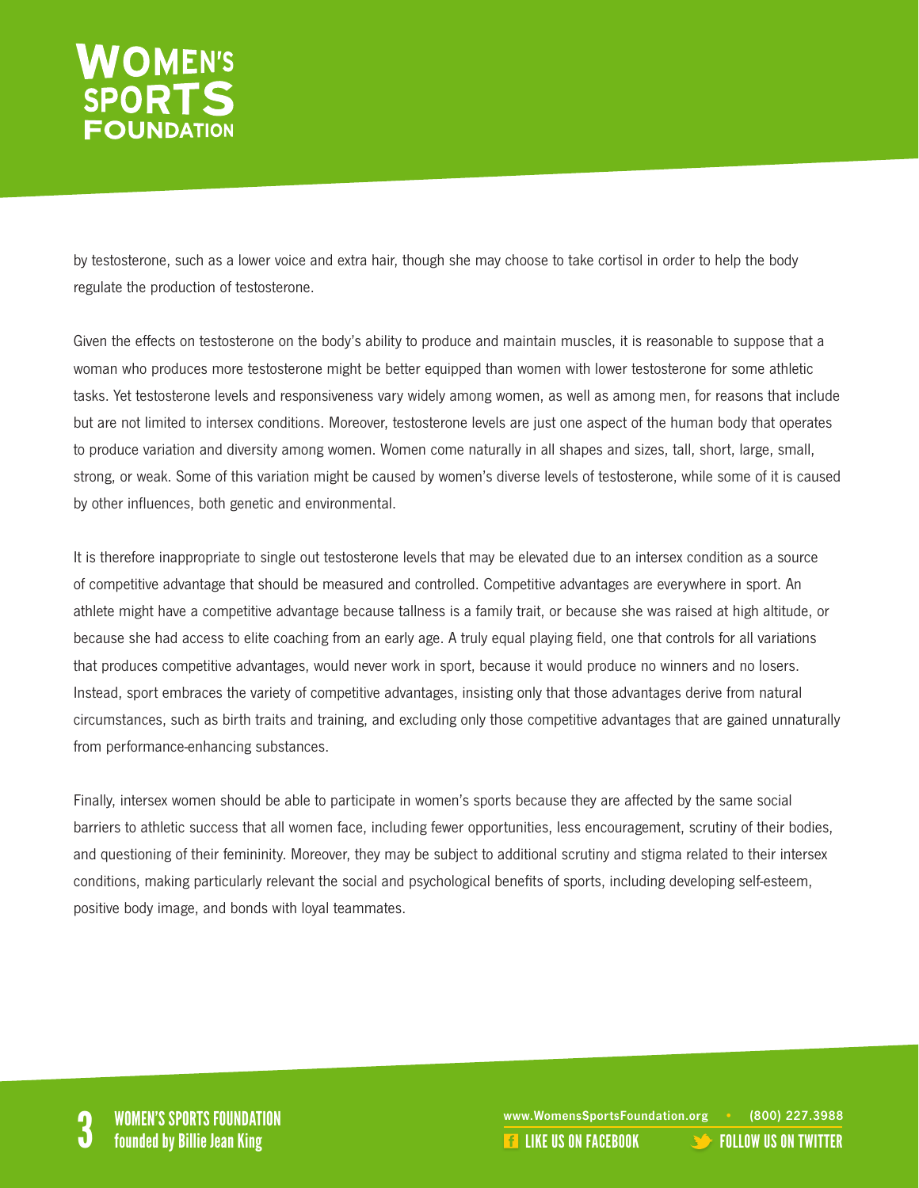by testosterone, such as a lower voice and extra hair, though she may choose to take cortisol in order to help the body regulate the production of testosterone.

Given the effects on testosterone on the body's ability to produce and maintain muscles, it is reasonable to suppose that a woman who produces more testosterone might be better equipped than women with lower testosterone for some athletic tasks. Yet testosterone levels and responsiveness vary widely among women, as well as among men, for reasons that include but are not limited to intersex conditions. Moreover, testosterone levels are just one aspect of the human body that operates to produce variation and diversity among women. Women come naturally in all shapes and sizes, tall, short, large, small, strong, or weak. Some of this variation might be caused by women's diverse levels of testosterone, while some of it is caused by other influences, both genetic and environmental.

It is therefore inappropriate to single out testosterone levels that may be elevated due to an intersex condition as a source of competitive advantage that should be measured and controlled. Competitive advantages are everywhere in sport. An athlete might have a competitive advantage because tallness is a family trait, or because she was raised at high altitude, or because she had access to elite coaching from an early age. A truly equal playing field, one that controls for all variations that produces competitive advantages, would never work in sport, because it would produce no winners and no losers. Instead, sport embraces the variety of competitive advantages, insisting only that those advantages derive from natural circumstances, such as birth traits and training, and excluding only those competitive advantages that are gained unnaturally from performance-enhancing substances.

Finally, intersex women should be able to participate in women's sports because they are affected by the same social barriers to athletic success that all women face, including fewer opportunities, less encouragement, scrutiny of their bodies, and questioning of their femininity. Moreover, they may be subject to additional scrutiny and stigma related to their intersex conditions, making particularly relevant the social and psychological benefits of sports, including developing self-esteem, positive body image, and bonds with loyal teammates.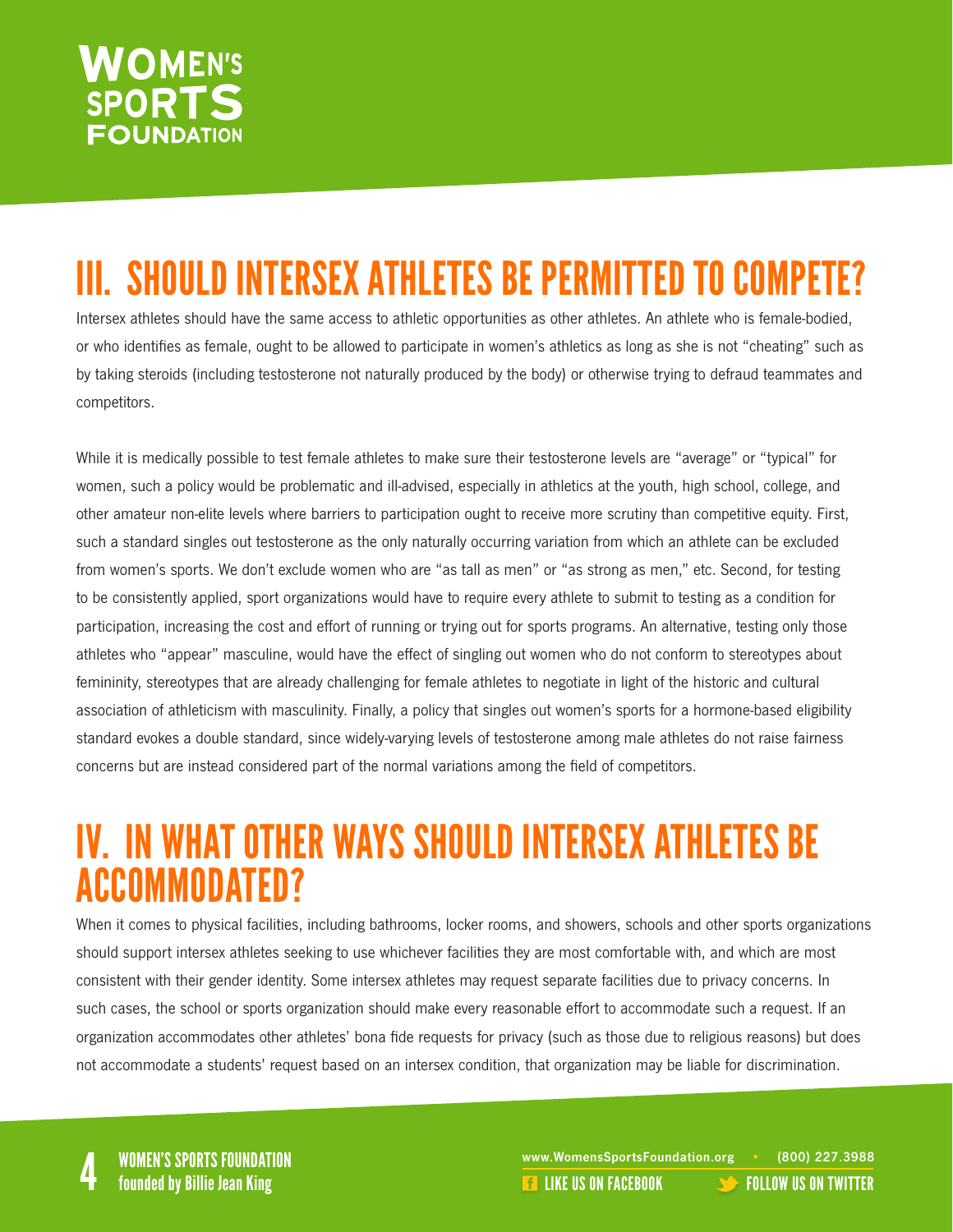## III. SHOULD INTERSEX ATHLETES BE PERMITTED TO COMPETE?

Intersex athletes should have the same access to athletic opportunities as other athletes. An athlete who is female-bodied, or who identifies as female, ought to be allowed to participate in women's athletics as long as she is not "cheating" such as by taking steroids (including testosterone not naturally produced by the body) or otherwise trying to defraud teammates and competitors.

While it is medically possible to test female athletes to make sure their testosterone levels are "average" or "typical" for women, such a policy would be problematic and ill-advised, especially in athletics at the youth, high school, college, and other amateur non-elite levels where barriers to participation ought to receive more scrutiny than competitive equity. First, such a standard singles out testosterone as the only naturally occurring variation from which an athlete can be excluded from women's sports. We don't exclude women who are "as tall as men" or "as strong as men," etc. Second, for testing to be consistently applied, sport organizations would have to require every athlete to submit to testing as a condition for participation, increasing the cost and effort of running or trying out for sports programs. An alternative, testing only those athletes who "appear" masculine, would have the effect of singling out women who do not conform to stereotypes about femininity, stereotypes that are already challenging for female athletes to negotiate in light of the historic and cultural association of athleticism with masculinity. Finally, a policy that singles out women's sports for a hormone-based eligibility standard evokes a double standard, since widely-varying levels of testosterone among male athletes do not raise fairness concerns but are instead considered part of the normal variations among the field of competitors.

## IV. IN WHAT OTHER WAYS SHOULD INTERSEX ATHLETES BE ACCOMMODATED?

When it comes to physical facilities, including bathrooms, locker rooms, and showers, schools and other sports organizations should support intersex athletes seeking to use whichever facilities they are most comfortable with, and which are most consistent with their gender identity. Some intersex athletes may request separate facilities due to privacy concerns. In such cases, the school or sports organization should make every reasonable effort to accommodate such a request. If an organization accommodates other athletes' bona fide requests for privacy (such as those due to religious reasons) but does not accommodate a students' request based on an intersex condition, that organization may be liable for discrimination.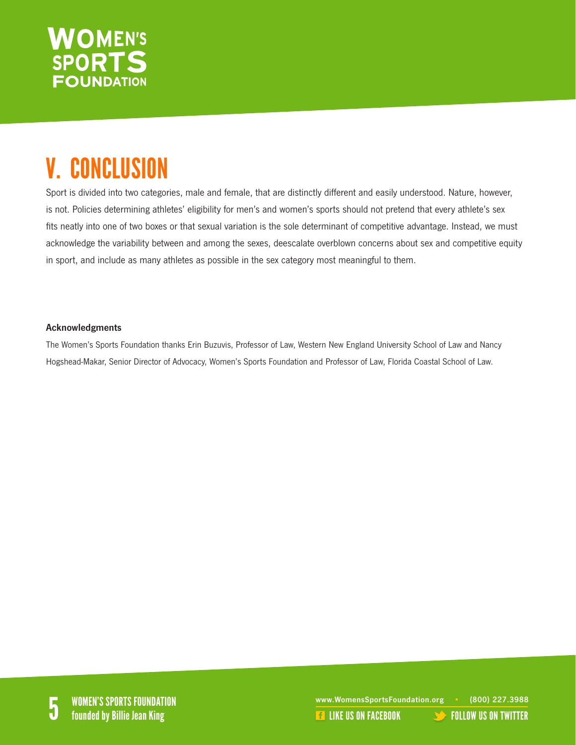# V. CONCLUSION

Sport is divided into two categories, male and female, that are distinctly different and easily understood. Nature, however, is not. Policies determining athletes' eligibility for men's and women's sports should not pretend that every athlete's sex fits neatly into one of two boxes or that sexual variation is the sole determinant of competitive advantage. Instead, we must acknowledge the variability between and among the sexes, deescalate overblown concerns about sex and competitive equity in sport, and include as many athletes as possible in the sex category most meaningful to them.

**Acknowledgments**

The Women's Sports Foundation thanks Erin Buzuvis, Professor of Law, Western New England University School of Law and Nancy Hogshead-Makar, Senior Director of Advocacy, Women's Sports Foundation and Professor of Law, Florida Coastal School of Law.